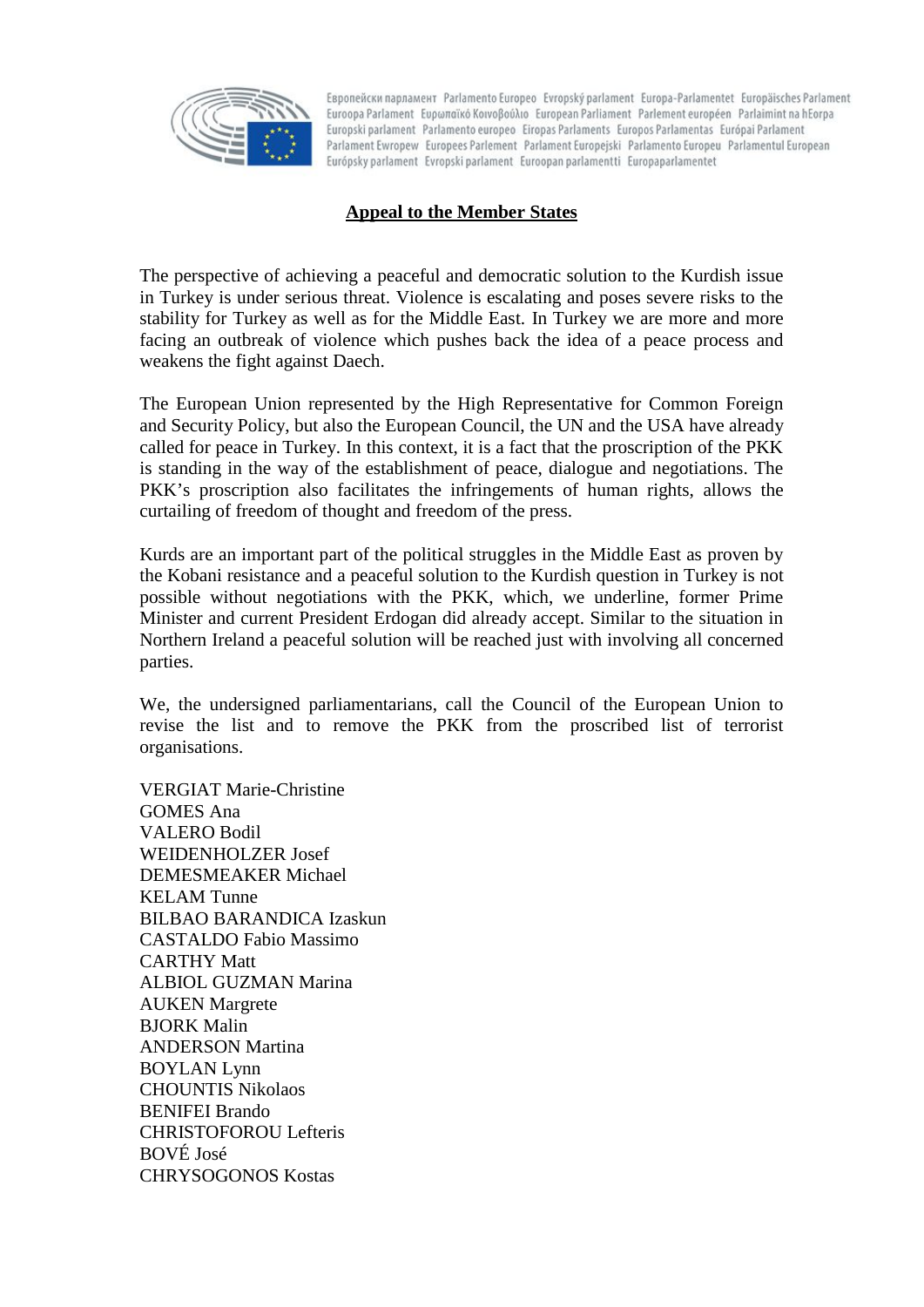Европейски парламент Parlamento Europeo Evropský parlament Europa-Parlamentet Europäisches Parlament Euroopa Parlament Ευρωπαϊκό Κοινοβούλιο European Parliament Parlement européen Parlaimint na hEorpa Europski parlament Parlamento europeo Eiropas Parlaments Europos Parlamentas Európai Parlament Parlament Ewropew Europees Parlement Parlament Europejski Parlamento Europeu Parlamentul European Európsky parlament Evropski parlament Euroopan parlamentti Europaparlamentet

## Appeal to the Member States

The perspective of achieving a peaceful and democratic solution to the Kurdish issue in Turkey is under serious threat. Violence is escalating and poses severe risks to the stability for Turkey as well as for the Middle East. In Turkey we are more and more facing an outbreak of violence which pushes back the idea of a peace process and weakens the fight against Daech.

The European Union represented by the High Representative for Common Foreign and Security Policy, but also the European Council, the UN and the USA have already called for peace in Turkey. In this context, it is a fact that the proscription of the PKK is standing in the way of the establishment of peace, dialogue and negotiations. The PKK's proscription also facilitates the infringements of human rights, allows the curtailing of freedom of thought and freedom of the press.

Kurds are an important part of the political struggles in the Middle East as proven by the Kobani resistance and a peaceful solution to the Kurdish question in Turkey is not possible without negotiations with the PKK, which, we underline, former Prime Minister and current President Erdogan did already accept. Similar to the situation in Northern Ireland a peaceful solution will be reached just with involving all concerned parties.

We, the undersigned parliamentarians, call the Council of the European Union to revise the list and to remove the PKK from the proscribed list of terrorist organisations.

VERGIAT Marie-Christine
GOMES Ana
VALERO Bodil
WEIDENHOLZER Josef
DEMESMEAKER Michael
KELAM Tunne
BILBAO BARANDICA Izaskun
CASTALDO Fabio Massimo
CARTHY Matt
ALBIOL GUZMAN Marina
AUKEN Margrete
BJORK Malin
ANDERSON Martina
BOYLAN Lynn
CHOUNTIS Nikolaos
BENIFEI Brando
CHRISTOFOROU Lefteris
BOVÉ José
CHRYSOGONOS Kostas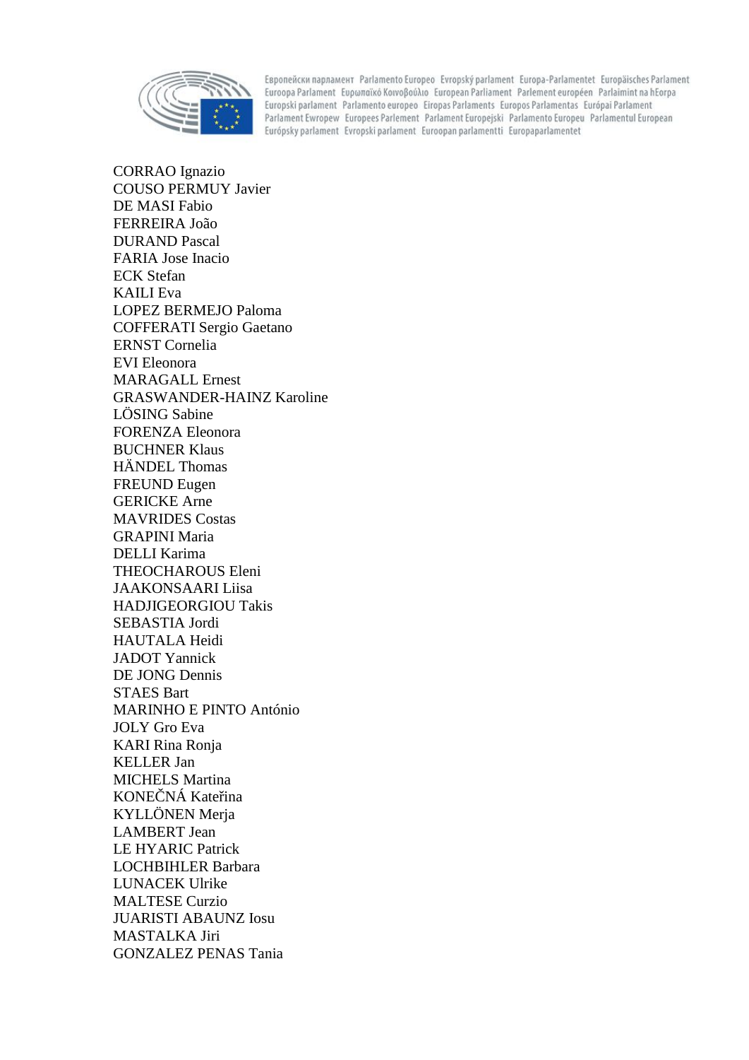CORRAO Ignazio
COUSO PERMUY Javier
DE MASI Fabio
FERREIRA João
DURAND Pascal
FARIA Jose Inacio
ECK Stefan
KAILI Eva
LOPEZ BERMEJO Paloma
COFFERATI Sergio Gaetano
ERNST Cornelia
EVI Eleonora
MARAGALL Ernest
GRASWANDER-HAINZ Karoline
LÖSING Sabine
FORENZA Eleonora
BUCHNER Klaus
HÄNDEL Thomas
FREUND Eugen
GERICKE Arne
MAVRIDES Costas
GRAPINI Maria
DELLI Karima
THEOCHAROUS Eleni
JAAKONSAARI Liisa
HADJIGEORGIOU Takis
SEBASTIA Jordi
HAUTALA Heidi
JADOT Yannick
DE JONG Dennis
STAES Bart
MARINHO E PINTO António
JOLY Gro Eva
KARI Rina Ronja
KELLER Jan
MICHELS Martina
KONEČNÁ Kateřina
KYLLÖNEN Merja
LAMBERT Jean
LE HYARIC Patrick
LOCHBIHLER Barbara
LUNACEK Ulrike
MALTESE Curzio
JUARISTI ABAUNZ Iosu
MASTALKA Jiri
GONZALEZ PENAS Tania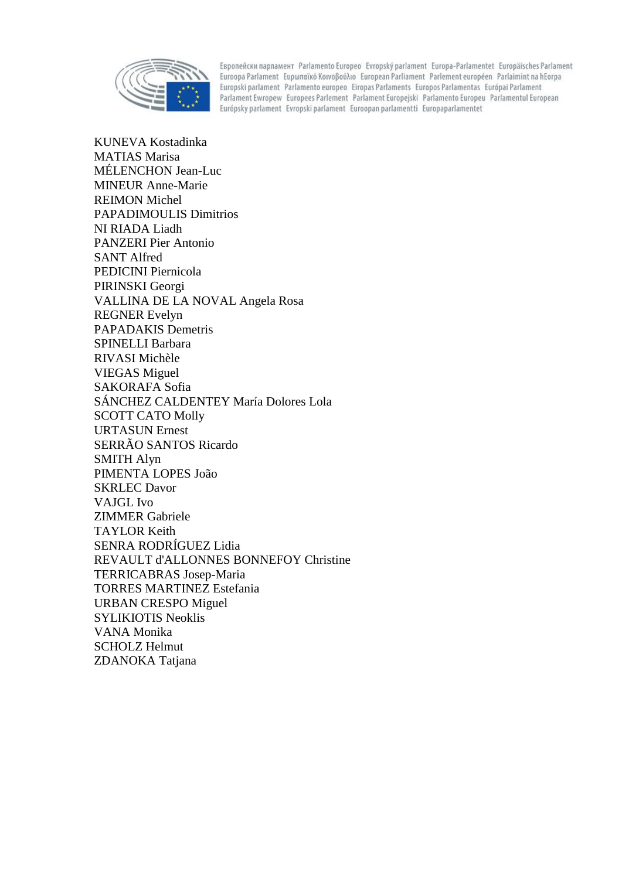KUNEVA Kostadinka
MATIAS Marisa
MÉLENCHON Jean-Luc
MINEUR Anne-Marie
REIMON Michel
PAPADIMOULIS Dimitrios
NI RIADA Liadh
PANZERI Pier Antonio
SANT Alfred
PEDICINI Piernicola
PIRINSKI Georgi
VALLINA DE LA NOVAL Angela Rosa
REGNER Evelyn
PAPADAKIS Demetris
SPINELLI Barbara
RIVASI Michèle
VIEGAS Miguel
SAKORAFA Sofia
SÁNCHEZ CALDENTEY María Dolores Lola
SCOTT CATO Molly
URTASUN Ernest
SERRÃO SANTOS Ricardo
SMITH Alyn
PIMENTA LOPES João
SKRLEC Davor
VAJGL Ivo
ZIMMER Gabriele
TAYLOR Keith
SENRA RODRÍGUEZ Lidia
REVAULT d'ALLONNES BONNEFOY Christine
TERRICABRAS Josep-Maria
TORRES MARTINEZ Estefania
URBAN CRESPO Miguel
SYLIKIOTIS Neoklis
VANA Monika
SCHOLZ Helmut
ZDANOKA Tatjana